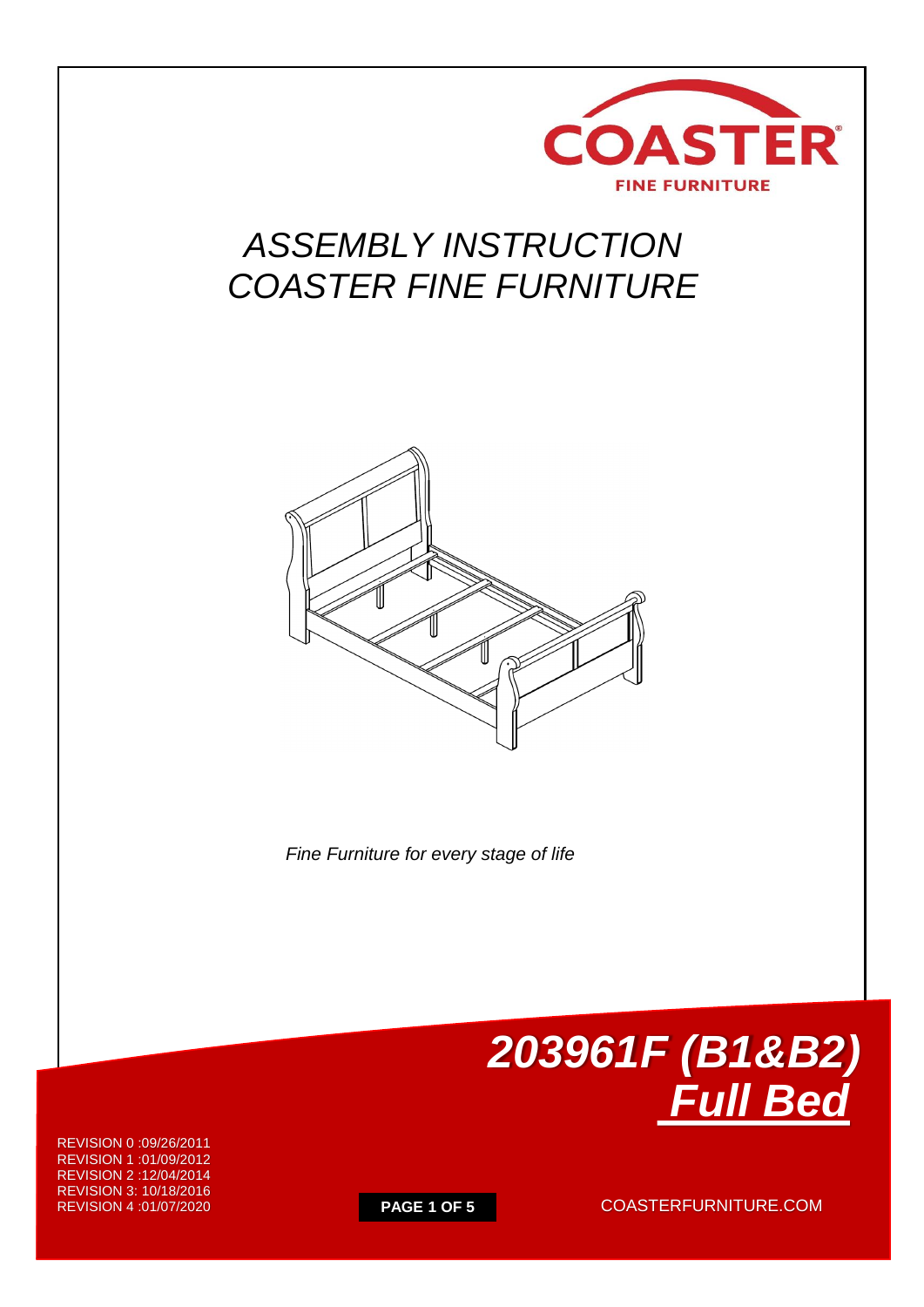COASTER

FINE FURNITURE

# ASSEMBLY INSTRUCTION
# COASTER FINE FURNITURE

*Fine Furniture for every stage of life*

## *203961F (B1&B2)*
## *Full Bed*

REVISION 0 :09/26/2011
REVISION 1 :01/09/2012
REVISION 2 :12/04/2014
REVISION 3: 10/18/2016
REVISION 4 :01/07/2020

COASTERFURNITURE.COM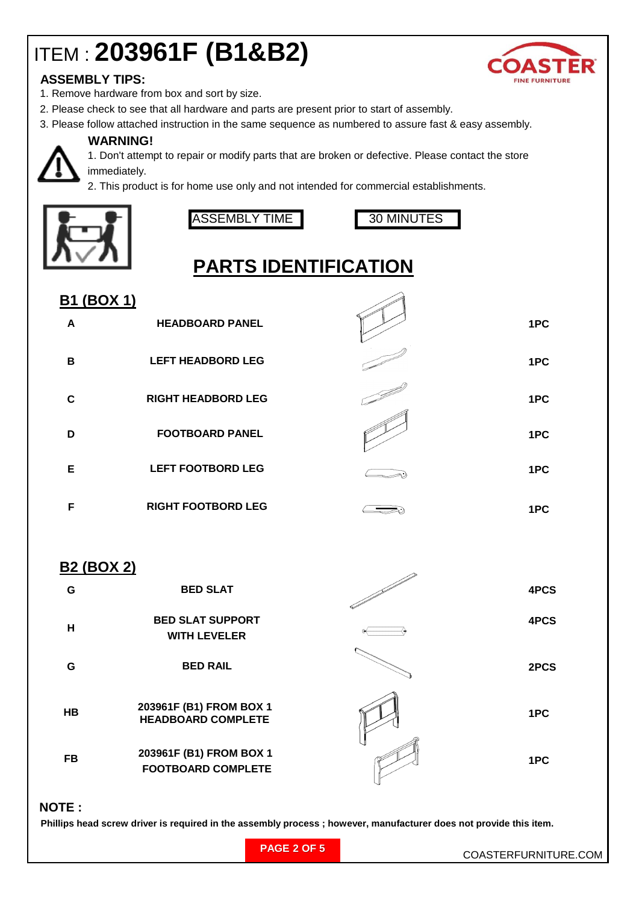# ITEM : 203961F (B1&B2)

COASTER FINE FURNITURE

### ASSEMBLY TIPS:

1. Remove hardware from box and sort by size.
2. Please check to see that all hardware and parts are present prior to start of assembly.
3. Please follow attached instruction in the same sequence as numbered to assure fast & easy assembly.

**WARNING!**

1. Don't attempt to repair or modify parts that are broken or defective. Please contact the store immediately.
2. This product is for home use only and not intended for commercial establishments.

ASSEMBLY TIME: 30 MINUTES

## PARTS IDENTIFICATION

### B1 (BOX 1)

| | | |
|---|---|---|
| A | HEADBOARD PANEL | 1PC |
| B | LEFT HEADBORD LEG | 1PC |
| C | RIGHT HEADBORD LEG | 1PC |
| D | FOOTBOARD PANEL | 1PC |
| E | LEFT FOOTBORD LEG | 1PC |
| F | RIGHT FOOTBORD LEG | 1PC |

### B2 (BOX 2)

| | | |
|---|---|---|
| G | BED SLAT | 4PCS |
| H | BED SLAT SUPPORT WITH LEVELER | 4PCS |
| G | BED RAIL | 2PCS |
| HB | 203961F (B1) FROM BOX 1 HEADBOARD COMPLETE | 1PC |
| FB | 203961F (B1) FROM BOX 1 FOOTBOARD COMPLETE | 1PC |

**NOTE :**

**Phillips head screw driver is required in the assembly process ; however, manufacturer does not provide this item.**

COASTERFURNITURE.COM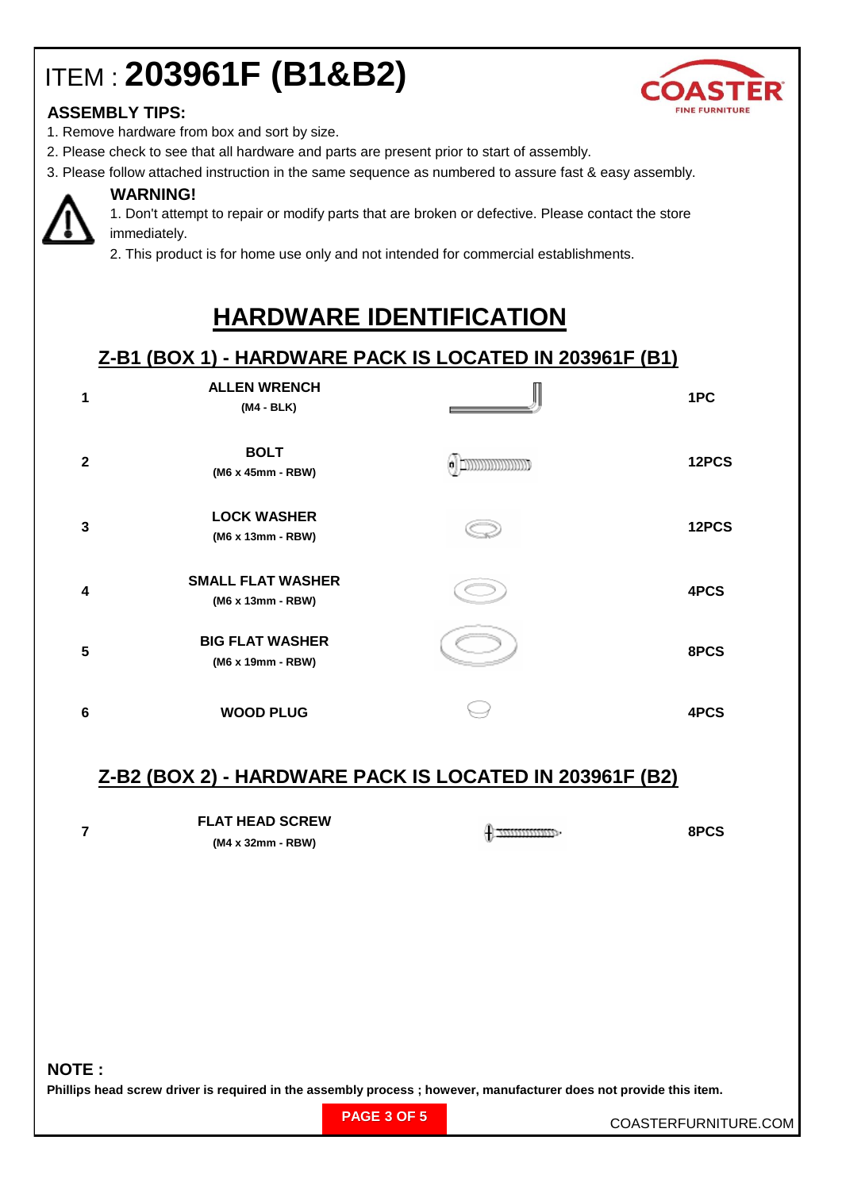# ITEM : 203961F (B1&B2)

COASTER FINE FURNITURE

**ASSEMBLY TIPS:**

1. Remove hardware from box and sort by size.
2. Please check to see that all hardware and parts are present prior to start of assembly.
3. Please follow attached instruction in the same sequence as numbered to assure fast & easy assembly.

**WARNING!**

1. Don't attempt to repair or modify parts that are broken or defective. Please contact the store immediately.
2. This product is for home use only and not intended for commercial establishments.

## HARDWARE IDENTIFICATION

### Z-B1 (BOX 1) - HARDWARE PACK IS LOCATED IN 203961F (B1)

| # | Part | Qty |
|---|---|---|
| 1 | **ALLEN WRENCH** (M4 - BLK) | 1PC |
| 2 | **BOLT** (M6 x 45mm - RBW) | 12PCS |
| 3 | **LOCK WASHER** (M6 x 13mm - RBW) | 12PCS |
| 4 | **SMALL FLAT WASHER** (M6 x 13mm - RBW) | 4PCS |
| 5 | **BIG FLAT WASHER** (M6 x 19mm - RBW) | 8PCS |
| 6 | **WOOD PLUG** | 4PCS |

### Z-B2 (BOX 2) - HARDWARE PACK IS LOCATED IN 203961F (B2)

| # | Part | Qty |
|---|---|---|
| 7 | **FLAT HEAD SCREW** (M4 x 32mm - RBW) | 8PCS |

**NOTE :**

**Phillips head screw driver is required in the assembly process ; however, manufacturer does not provide this item.**

COASTERFURNITURE.COM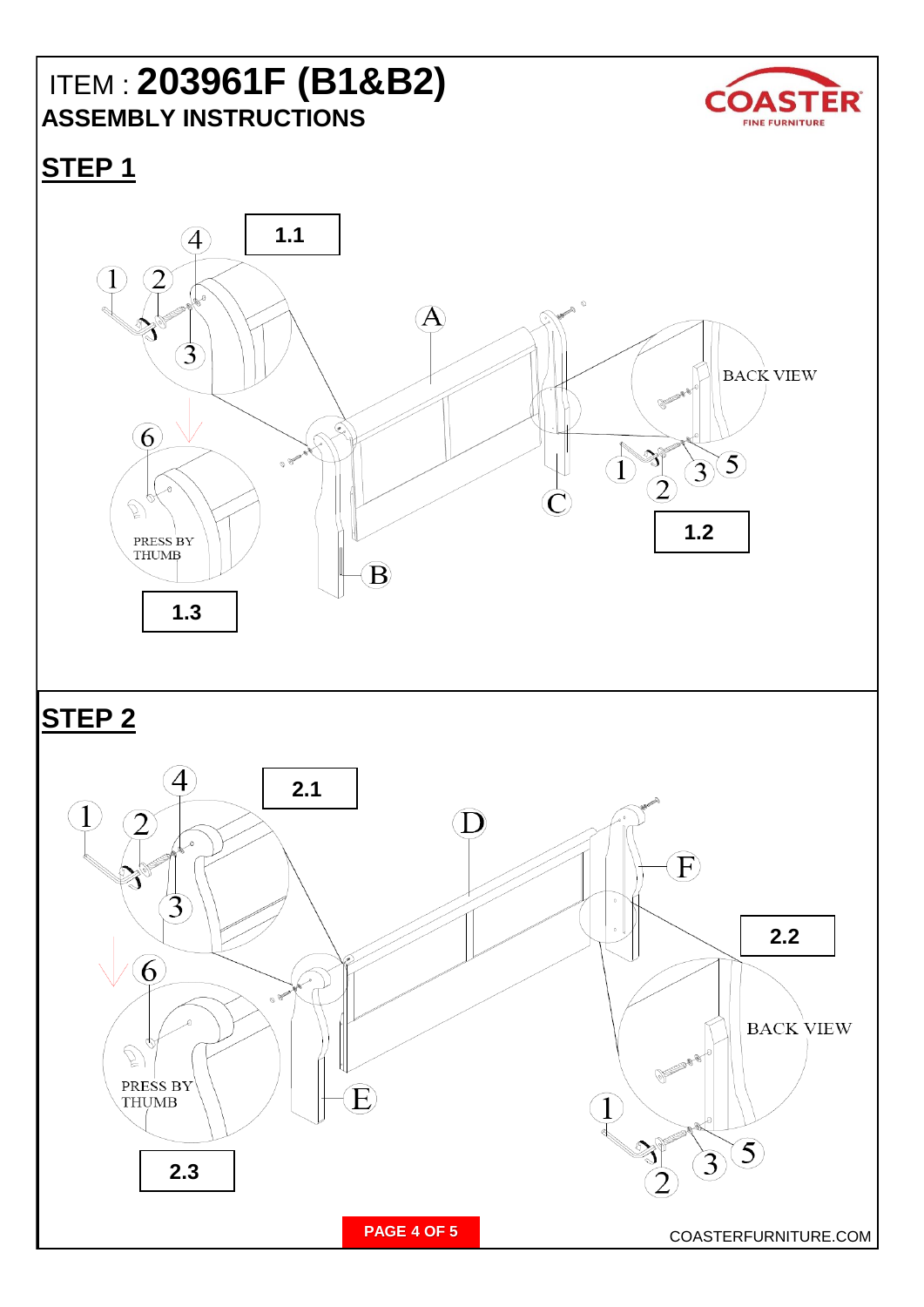ITEM : **203961F (B1&B2)**

**ASSEMBLY INSTRUCTIONS**

## STEP 1

1.1

1.2

1.3

A B C

1 2 3 4 5 6

BACK VIEW

PRESS BY THUMB

## STEP 2

2.1

2.2

2.3

D E F

1 2 3 4 5 6

BACK VIEW

PRESS BY THUMB

COASTERFURNITURE.COM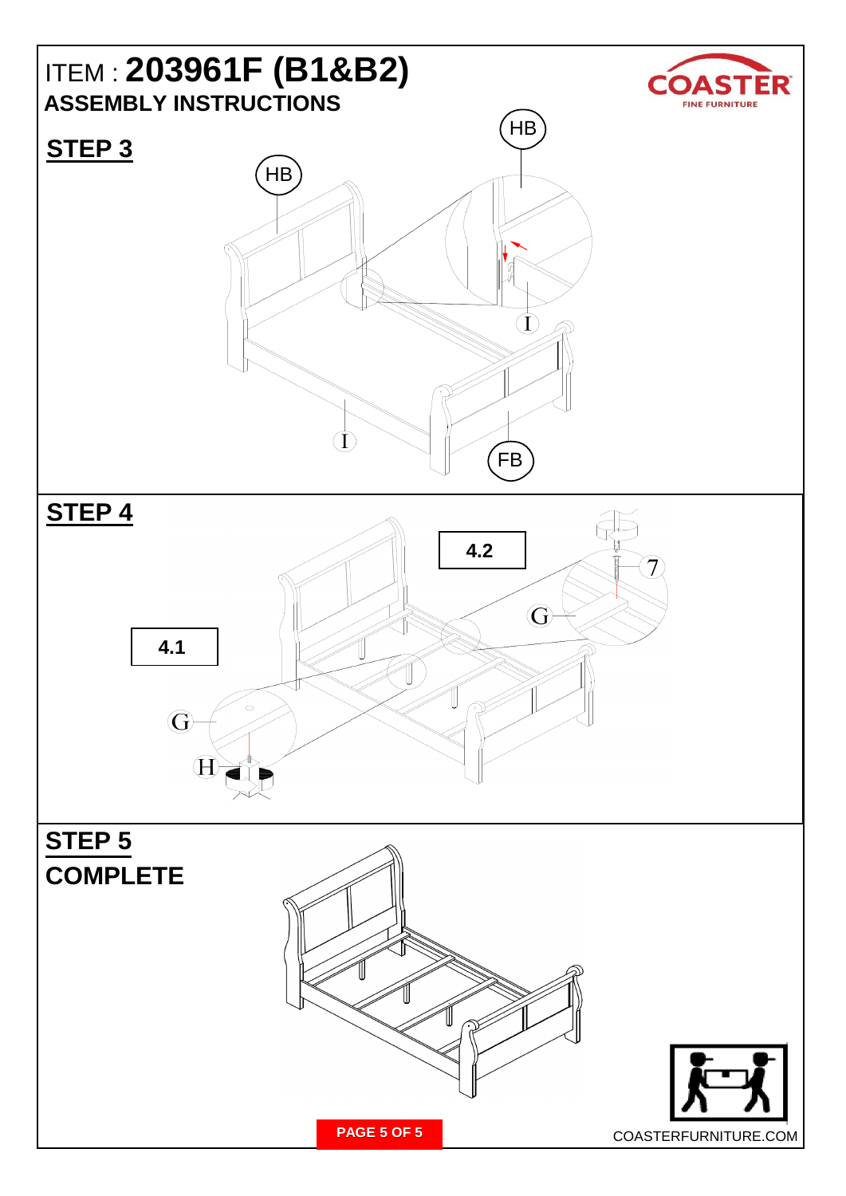ITEM : **203961F (B1&B2)**

**ASSEMBLY INSTRUCTIONS**

## STEP 3

HB

HB

I

I

FB

## STEP 4

4.2

7

G

4.1

G

H

## STEP 5

## COMPLETE

COASTERFURNITURE.COM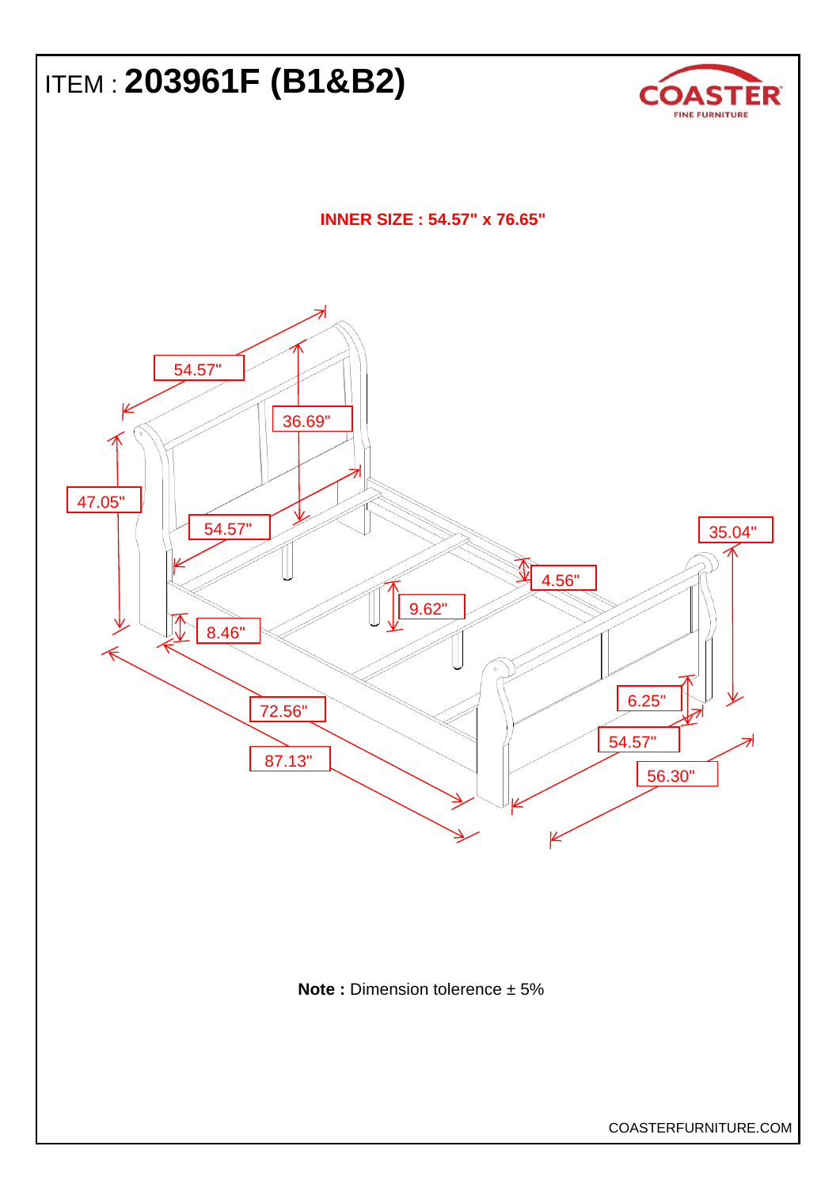# ITEM : **203961F (B1&B2)**

COASTER
FINE FURNITURE

**INNER SIZE : 54.57" x 76.65"**

54.57"
36.69"
47.05"
54.57"
35.04"
4.56"
9.62"
8.46"
72.56"
87.13"
6.25"
54.57"
56.30"

**Note :** Dimension tolerence ± 5%

COASTERFURNITURE.COM